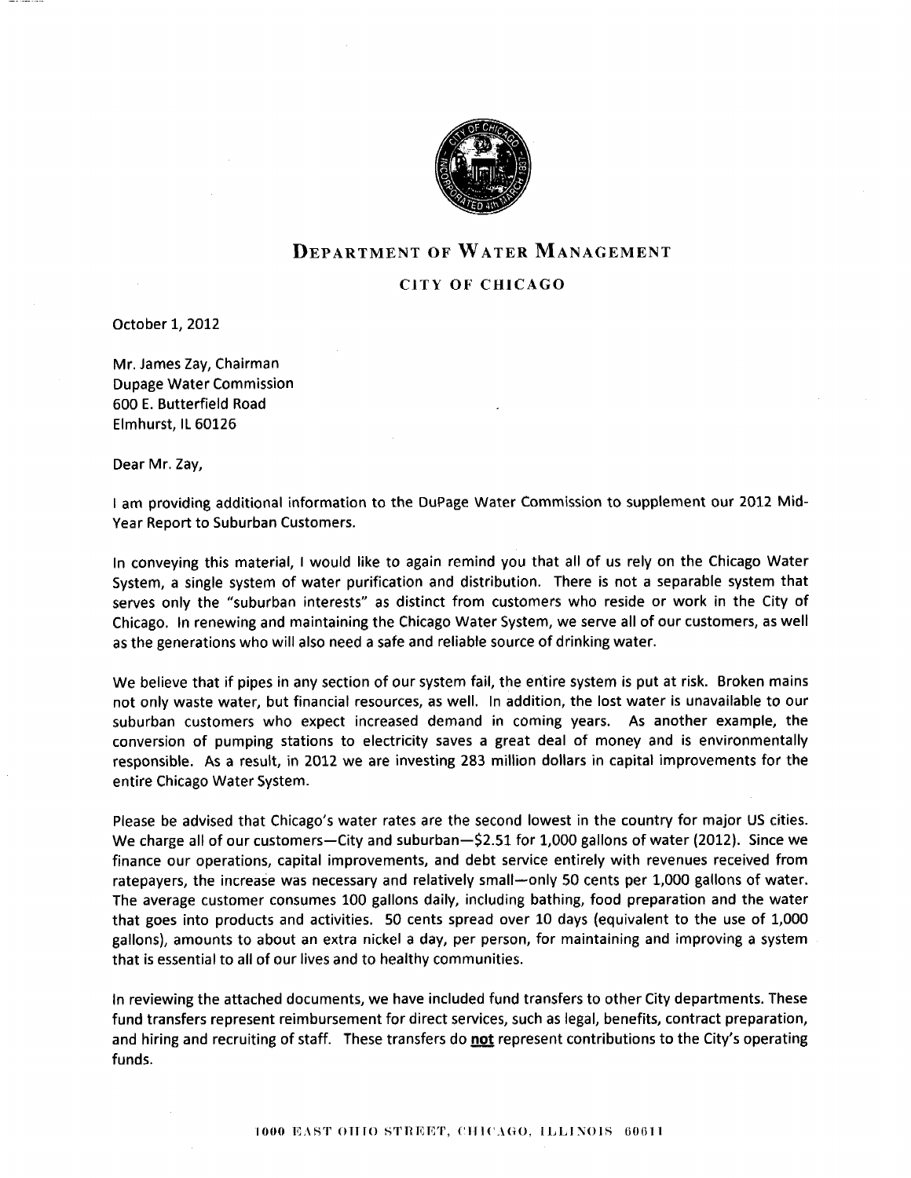# DEPARTMENT OF WATER MANAGEMENT

## CITY OF CHICAGO

October 1, 2012

Mr. James Zay, Chairman
Dupage Water Commission
600 E. Butterfield Road
Elmhurst, IL 60126

Dear Mr. Zay,

I am providing additional information to the DuPage Water Commission to supplement our 2012 Mid-Year Report to Suburban Customers.

In conveying this material, I would like to again remind you that all of us rely on the Chicago Water System, a single system of water purification and distribution. There is not a separable system that serves only the "suburban interests" as distinct from customers who reside or work in the City of Chicago. In renewing and maintaining the Chicago Water System, we serve all of our customers, as well as the generations who will also need a safe and reliable source of drinking water.

We believe that if pipes in any section of our system fail, the entire system is put at risk. Broken mains not only waste water, but financial resources, as well. In addition, the lost water is unavailable to our suburban customers who expect increased demand in coming years. As another example, the conversion of pumping stations to electricity saves a great deal of money and is environmentally responsible. As a result, in 2012 we are investing 283 million dollars in capital improvements for the entire Chicago Water System.

Please be advised that Chicago's water rates are the second lowest in the country for major US cities. We charge all of our customers—City and suburban—$2.51 for 1,000 gallons of water (2012). Since we finance our operations, capital improvements, and debt service entirely with revenues received from ratepayers, the increase was necessary and relatively small—only 50 cents per 1,000 gallons of water. The average customer consumes 100 gallons daily, including bathing, food preparation and the water that goes into products and activities. 50 cents spread over 10 days (equivalent to the use of 1,000 gallons), amounts to about an extra nickel a day, per person, for maintaining and improving a system that is essential to all of our lives and to healthy communities.

In reviewing the attached documents, we have included fund transfers to other City departments. These fund transfers represent reimbursement for direct services, such as legal, benefits, contract preparation, and hiring and recruiting of staff. These transfers do **not** represent contributions to the City's operating funds.

1000 EAST OHIO STREET, CHICAGO, ILLINOIS 60611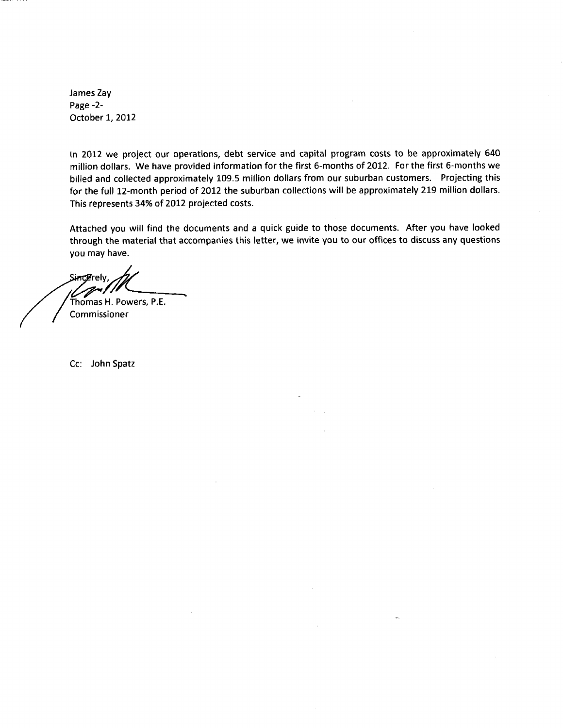James Zay
Page -2-
October 1, 2012

In 2012 we project our operations, debt service and capital program costs to be approximately 640 million dollars. We have provided information for the first 6-months of 2012. For the first 6-months we billed and collected approximately 109.5 million dollars from our suburban customers. Projecting this for the full 12-month period of 2012 the suburban collections will be approximately 219 million dollars. This represents 34% of 2012 projected costs.

Attached you will find the documents and a quick guide to those documents. After you have looked through the material that accompanies this letter, we invite you to our offices to discuss any questions you may have.

Sincerely,

Thomas H. Powers, P.E.
Commissioner

Cc: John Spatz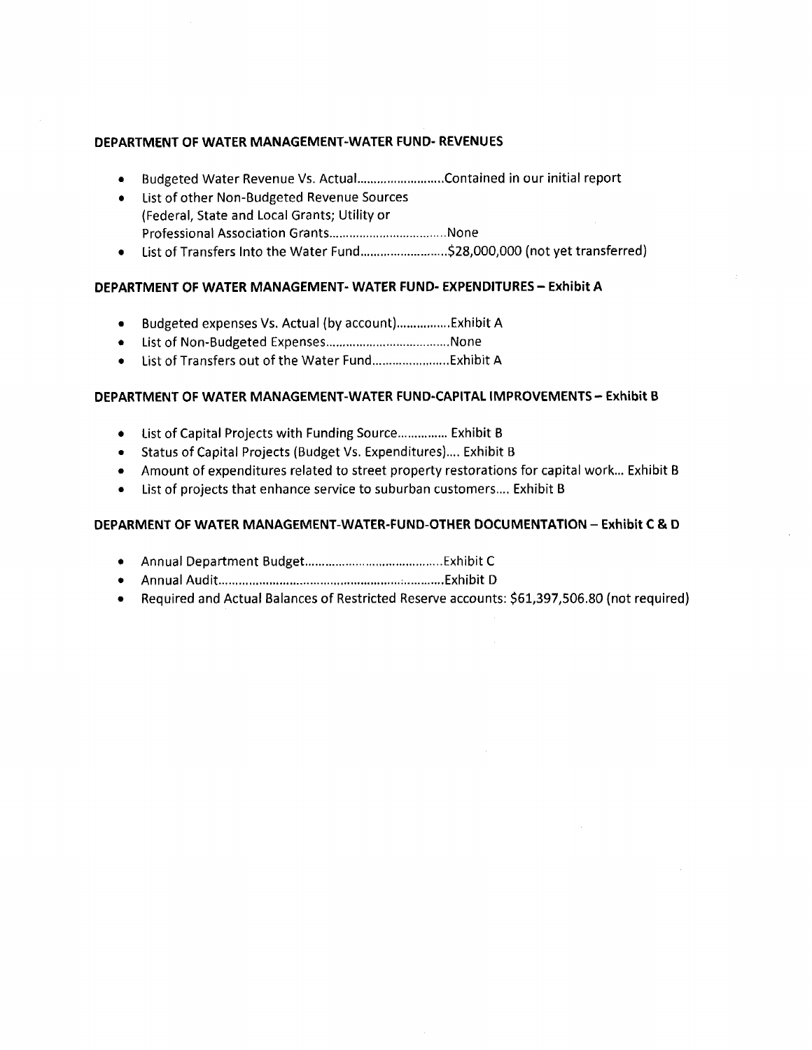**DEPARTMENT OF WATER MANAGEMENT-WATER FUND- REVENUES**

- Budgeted Water Revenue Vs. Actual..........................Contained in our initial report
- List of other Non-Budgeted Revenue Sources (Federal, State and Local Grants; Utility or Professional Association Grants...................................None
- List of Transfers Into the Water Fund..........................$28,000,000 (not yet transferred)

**DEPARTMENT OF WATER MANAGEMENT- WATER FUND- EXPENDITURES – Exhibit A**

- Budgeted expenses Vs. Actual (by account)................Exhibit A
- List of Non-Budgeted Expenses.....................................None
- List of Transfers out of the Water Fund.......................Exhibit A

**DEPARTMENT OF WATER MANAGEMENT-WATER FUND-CAPITAL IMPROVEMENTS – Exhibit B**

- List of Capital Projects with Funding Source............... Exhibit B
- Status of Capital Projects (Budget Vs. Expenditures).... Exhibit B
- Amount of expenditures related to street property restorations for capital work... Exhibit B
- List of projects that enhance service to suburban customers.... Exhibit B

**DEPARMENT OF WATER MANAGEMENT-WATER-FUND-OTHER DOCUMENTATION – Exhibit C & D**

- Annual Department Budget.........................................Exhibit C
- Annual Audit..................................................................Exhibit D
- Required and Actual Balances of Restricted Reserve accounts: $61,397,506.80 (not required)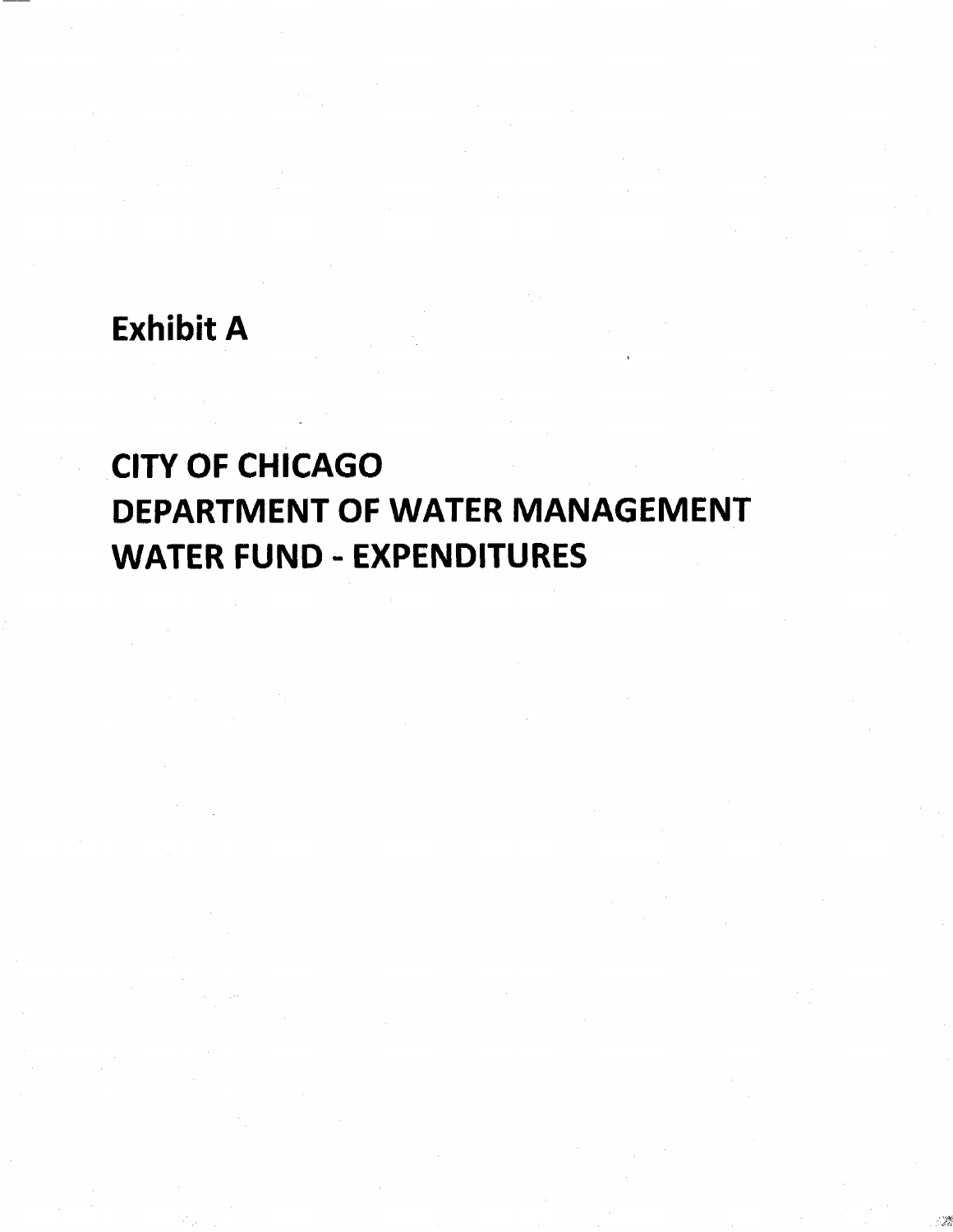# Exhibit A

# CITY OF CHICAGO
# DEPARTMENT OF WATER MANAGEMENT
# WATER FUND - EXPENDITURES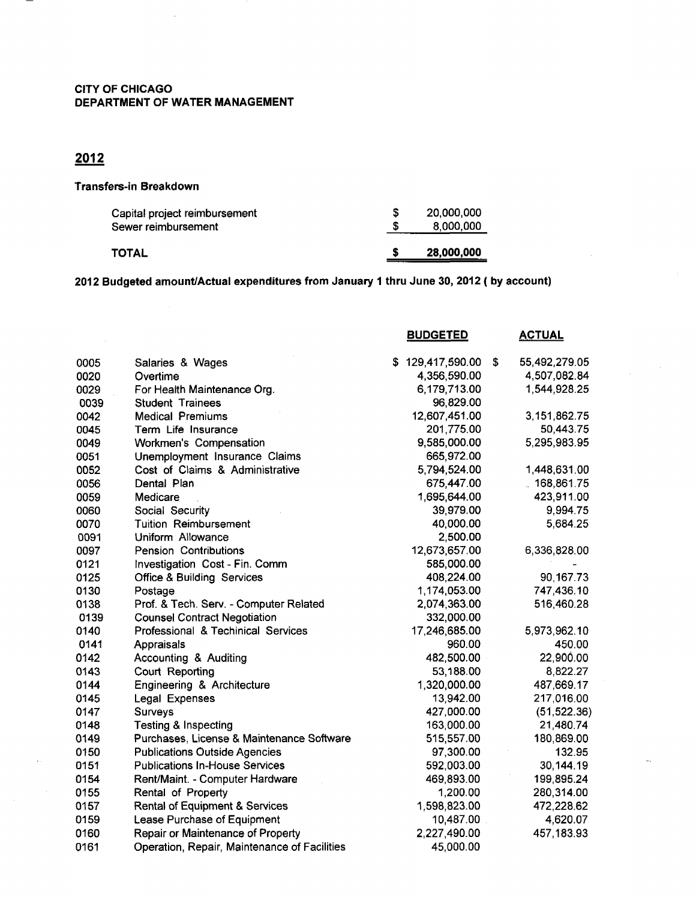**CITY OF CHICAGO**
**DEPARTMENT OF WATER MANAGEMENT**

## 2012

**Transfers-in Breakdown**

| | | |
|---|---|---|
| Capital project reimbursement | $ | 20,000,000 |
| Sewer reimbursement | $ | 8,000,000 |
| **TOTAL** | **$** | **28,000,000** |

**2012 Budgeted amount/Actual expenditures from January 1 thru June 30, 2012 ( by account)**

| | | **BUDGETED** | **ACTUAL** |
|---|---|---|---|
| 0005 | Salaries & Wages | $ 129,417,590.00 | $ 55,492,279.05 |
| 0020 | Overtime | 4,356,590.00 | 4,507,082.84 |
| 0029 | For Health Maintenance Org. | 6,179,713.00 | 1,544,928.25 |
| 0039 | Student Trainees | 96,829.00 | |
| 0042 | Medical Premiums | 12,607,451.00 | 3,151,862.75 |
| 0045 | Term Life Insurance | 201,775.00 | 50,443.75 |
| 0049 | Workmen's Compensation | 9,585,000.00 | 5,295,983.95 |
| 0051 | Unemployment Insurance Claims | 665,972.00 | |
| 0052 | Cost of Claims & Administrative | 5,794,524.00 | 1,448,631.00 |
| 0056 | Dental Plan | 675,447.00 | 168,861.75 |
| 0059 | Medicare | 1,695,644.00 | 423,911.00 |
| 0060 | Social Security | 39,979.00 | 9,994.75 |
| 0070 | Tuition Reimbursement | 40,000.00 | 5,684.25 |
| 0091 | Uniform Allowance | 2,500.00 | |
| 0097 | Pension Contributions | 12,673,657.00 | 6,336,828.00 |
| 0121 | Investigation Cost - Fin. Comm | 585,000.00 | - |
| 0125 | Office & Building Services | 408,224.00 | 90,167.73 |
| 0130 | Postage | 1,174,053.00 | 747,436.10 |
| 0138 | Prof. & Tech. Serv. - Computer Related | 2,074,363.00 | 516,460.28 |
| 0139 | Counsel Contract Negotiation | 332,000.00 | |
| 0140 | Professional & Techinical Services | 17,246,685.00 | 5,973,962.10 |
| 0141 | Appraisals | 960.00 | 450.00 |
| 0142 | Accounting & Auditing | 482,500.00 | 22,900.00 |
| 0143 | Court Reporting | 53,188.00 | 8,822.27 |
| 0144 | Engineering & Architecture | 1,320,000.00 | 487,669.17 |
| 0145 | Legal Expenses | 13,942.00 | 217,016.00 |
| 0147 | Surveys | 427,000.00 | (51,522.36) |
| 0148 | Testing & Inspecting | 163,000.00 | 21,480.74 |
| 0149 | Purchases, License & Maintenance Software | 515,557.00 | 180,869.00 |
| 0150 | Publications Outside Agencies | 97,300.00 | 132.95 |
| 0151 | Publications In-House Services | 592,003.00 | 30,144.19 |
| 0154 | Rent/Maint. - Computer Hardware | 469,893.00 | 199,895.24 |
| 0155 | Rental of Property | 1,200.00 | 280,314.00 |
| 0157 | Rental of Equipment & Services | 1,598,823.00 | 472,228.62 |
| 0159 | Lease Purchase of Equipment | 10,487.00 | 4,620.07 |
| 0160 | Repair or Maintenance of Property | 2,227,490.00 | 457,183.93 |
| 0161 | Operation, Repair, Maintenance of Facilities | 45,000.00 | |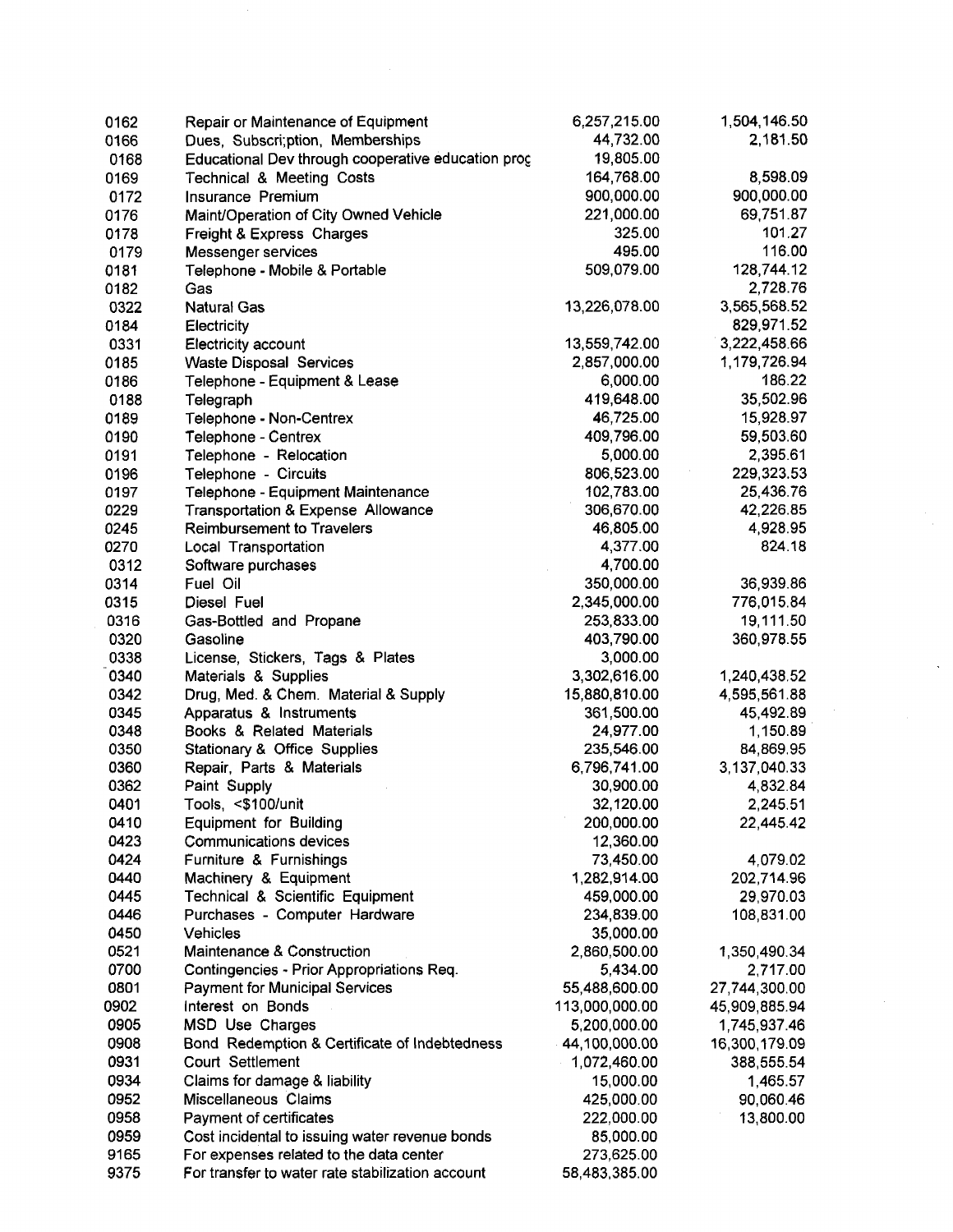| | | | |
|---|---|---|---|
| 0162 | Repair or Maintenance of Equipment | 6,257,215.00 | 1,504,146.50 |
| 0166 | Dues, Subscri;ption, Memberships | 44,732.00 | 2,181.50 |
| 0168 | Educational Dev through cooperative education proç | 19,805.00 | |
| 0169 | Technical & Meeting Costs | 164,768.00 | 8,598.09 |
| 0172 | Insurance Premium | 900,000.00 | 900,000.00 |
| 0176 | Maint/Operation of City Owned Vehicle | 221,000.00 | 69,751.87 |
| 0178 | Freight & Express Charges | 325.00 | 101.27 |
| 0179 | Messenger services | 495.00 | 116.00 |
| 0181 | Telephone - Mobile & Portable | 509,079.00 | 128,744.12 |
| 0182 | Gas | | 2,728.76 |
| 0322 | Natural Gas | 13,226,078.00 | 3,565,568.52 |
| 0184 | Electricity | | 829,971.52 |
| 0331 | Electricity account | 13,559,742.00 | 3,222,458.66 |
| 0185 | Waste Disposal Services | 2,857,000.00 | 1,179,726.94 |
| 0186 | Telephone - Equipment & Lease | 6,000.00 | 186.22 |
| 0188 | Telegraph | 419,648.00 | 35,502.96 |
| 0189 | Telephone - Non-Centrex | 46,725.00 | 15,928.97 |
| 0190 | Telephone - Centrex | 409,796.00 | 59,503.60 |
| 0191 | Telephone - Relocation | 5,000.00 | 2,395.61 |
| 0196 | Telephone - Circuits | 806,523.00 | 229,323.53 |
| 0197 | Telephone - Equipment Maintenance | 102,783.00 | 25,436.76 |
| 0229 | Transportation & Expense Allowance | 306,670.00 | 42,226.85 |
| 0245 | Reimbursement to Travelers | 46,805.00 | 4,928.95 |
| 0270 | Local Transportation | 4,377.00 | 824.18 |
| 0312 | Software purchases | 4,700.00 | |
| 0314 | Fuel Oil | 350,000.00 | 36,939.86 |
| 0315 | Diesel Fuel | 2,345,000.00 | 776,015.84 |
| 0316 | Gas-Bottled and Propane | 253,833.00 | 19,111.50 |
| 0320 | Gasoline | 403,790.00 | 360,978.55 |
| 0338 | License, Stickers, Tags & Plates | 3,000.00 | |
| 0340 | Materials & Supplies | 3,302,616.00 | 1,240,438.52 |
| 0342 | Drug, Med. & Chem. Material & Supply | 15,880,810.00 | 4,595,561.88 |
| 0345 | Apparatus & Instruments | 361,500.00 | 45,492.89 |
| 0348 | Books & Related Materials | 24,977.00 | 1,150.89 |
| 0350 | Stationary & Office Supplies | 235,546.00 | 84,869.95 |
| 0360 | Repair, Parts & Materials | 6,796,741.00 | 3,137,040.33 |
| 0362 | Paint Supply | 30,900.00 | 4,832.84 |
| 0401 | Tools, <$100/unit | 32,120.00 | 2,245.51 |
| 0410 | Equipment for Building | 200,000.00 | 22,445.42 |
| 0423 | Communications devices | 12,360.00 | |
| 0424 | Furniture & Furnishings | 73,450.00 | 4,079.02 |
| 0440 | Machinery & Equipment | 1,282,914.00 | 202,714.96 |
| 0445 | Technical & Scientific Equipment | 459,000.00 | 29,970.03 |
| 0446 | Purchases - Computer Hardware | 234,839.00 | 108,831.00 |
| 0450 | Vehicles | 35,000.00 | |
| 0521 | Maintenance & Construction | 2,860,500.00 | 1,350,490.34 |
| 0700 | Contingencies - Prior Appropriations Req. | 5,434.00 | 2,717.00 |
| 0801 | Payment for Municipal Services | 55,488,600.00 | 27,744,300.00 |
| 0902 | Interest on Bonds | 113,000,000.00 | 45,909,885.94 |
| 0905 | MSD Use Charges | 5,200,000.00 | 1,745,937.46 |
| 0908 | Bond Redemption & Certificate of Indebtedness | 44,100,000.00 | 16,300,179.09 |
| 0931 | Court Settlement | 1,072,460.00 | 388,555.54 |
| 0934 | Claims for damage & liability | 15,000.00 | 1,465.57 |
| 0952 | Miscellaneous Claims | 425,000.00 | 90,060.46 |
| 0958 | Payment of certificates | 222,000.00 | 13,800.00 |
| 0959 | Cost incidental to issuing water revenue bonds | 85,000.00 | |
| 9165 | For expenses related to the data center | 273,625.00 | |
| 9375 | For transfer to water rate stabilization account | 58,483,385.00 | |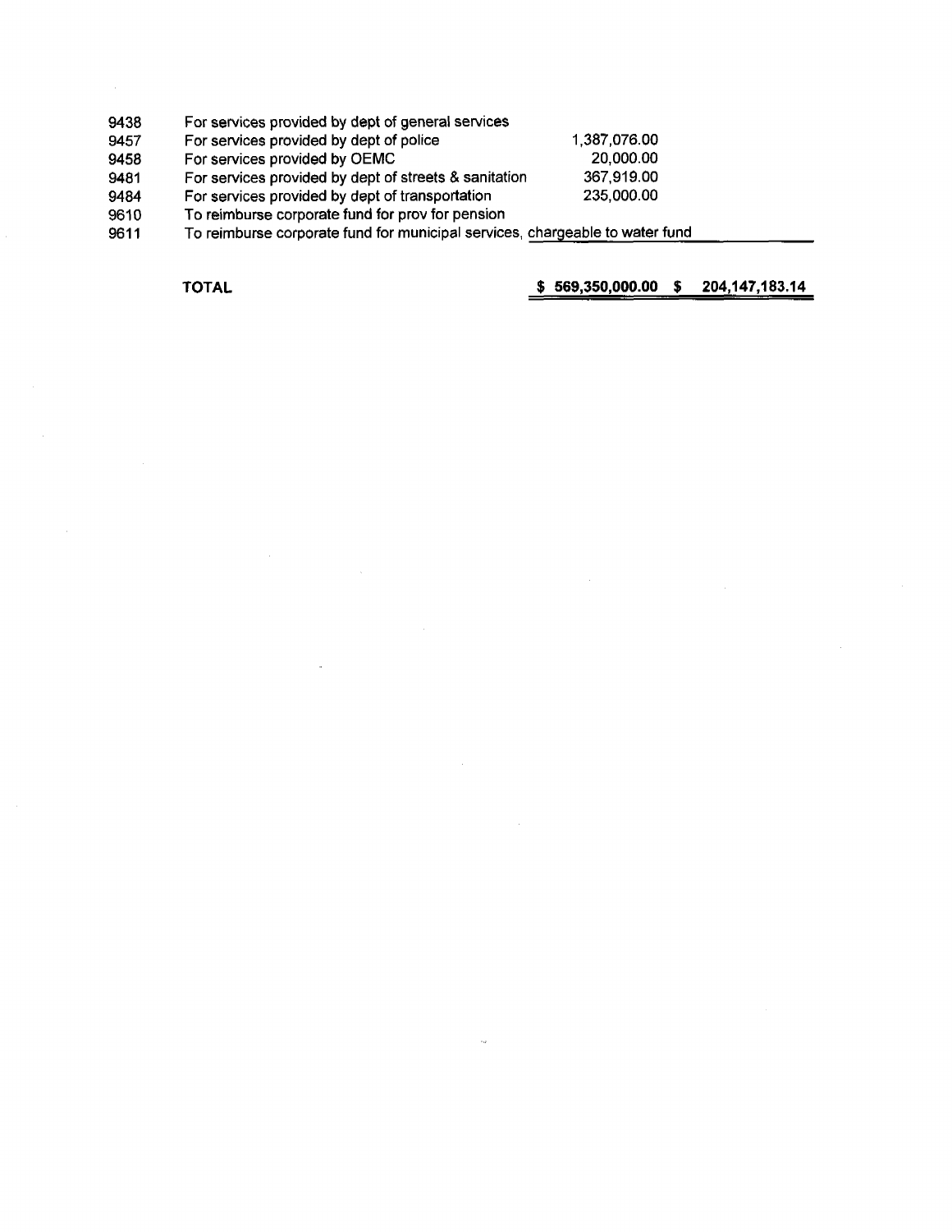| | | | |
|---|---|---|---|
| 9438 | For services provided by dept of general services | | |
| 9457 | For services provided by dept of police | 1,387,076.00 | |
| 9458 | For services provided by OEMC | 20,000.00 | |
| 9481 | For services provided by dept of streets & sanitation | 367,919.00 | |
| 9484 | For services provided by dept of transportation | 235,000.00 | |
| 9610 | To reimburse corporate fund for prov for pension | | |
| 9611 | To reimburse corporate fund for municipal services, chargeable to water fund | | |
| | **TOTAL** | **$ 569,350,000.00** | **$ 204,147,183.14** |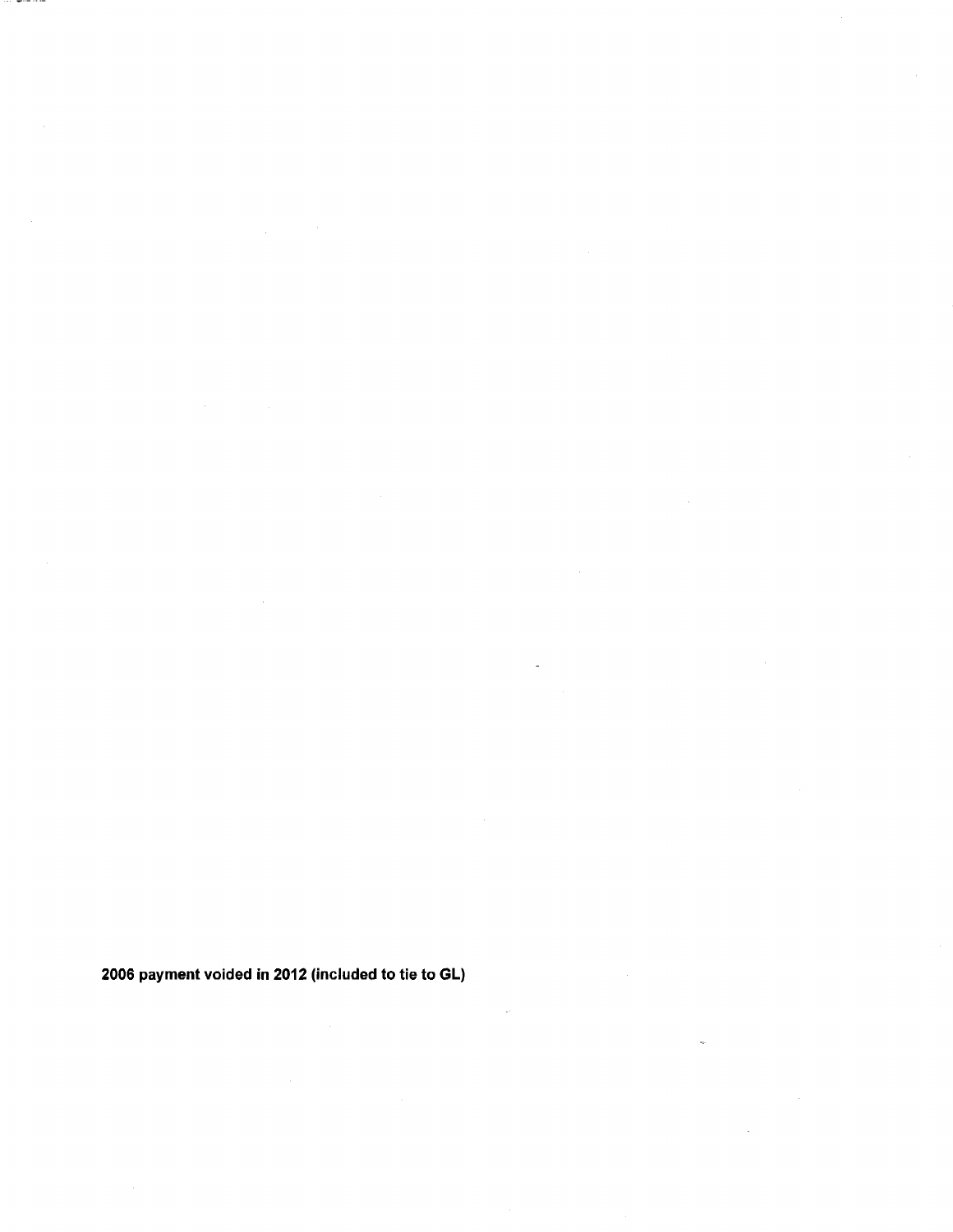**2006 payment voided in 2012 (included to tie to GL)**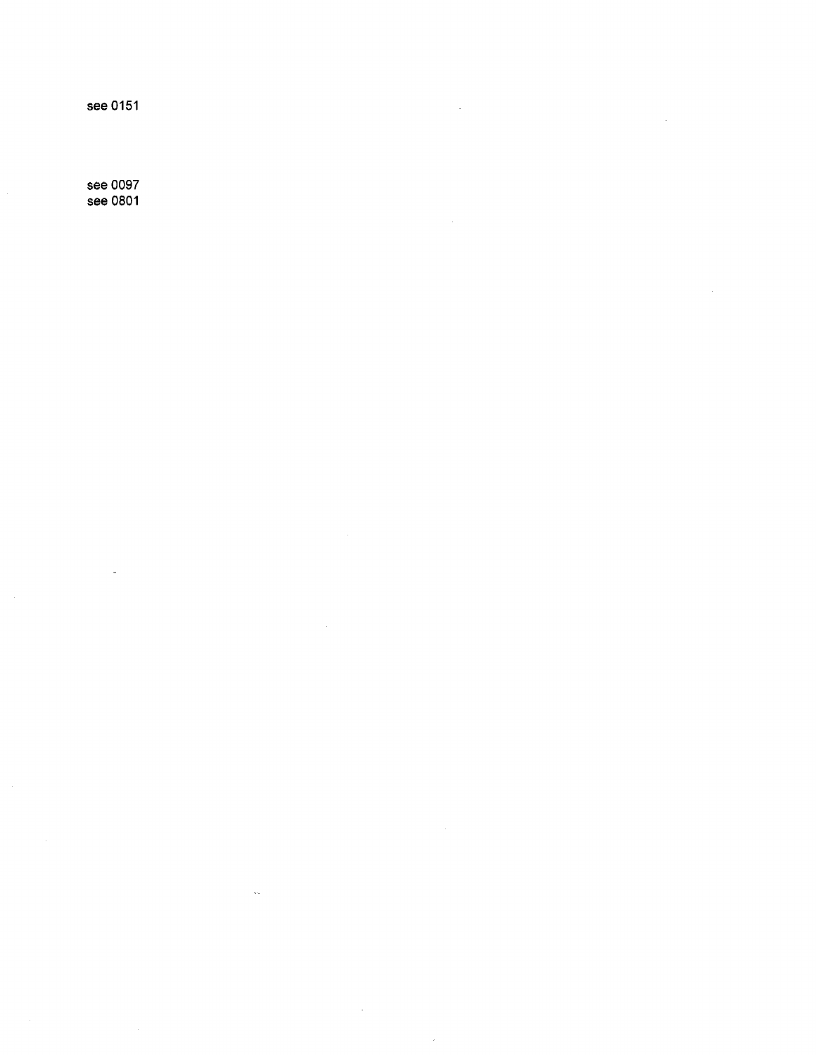see 0151

see 0097
see 0801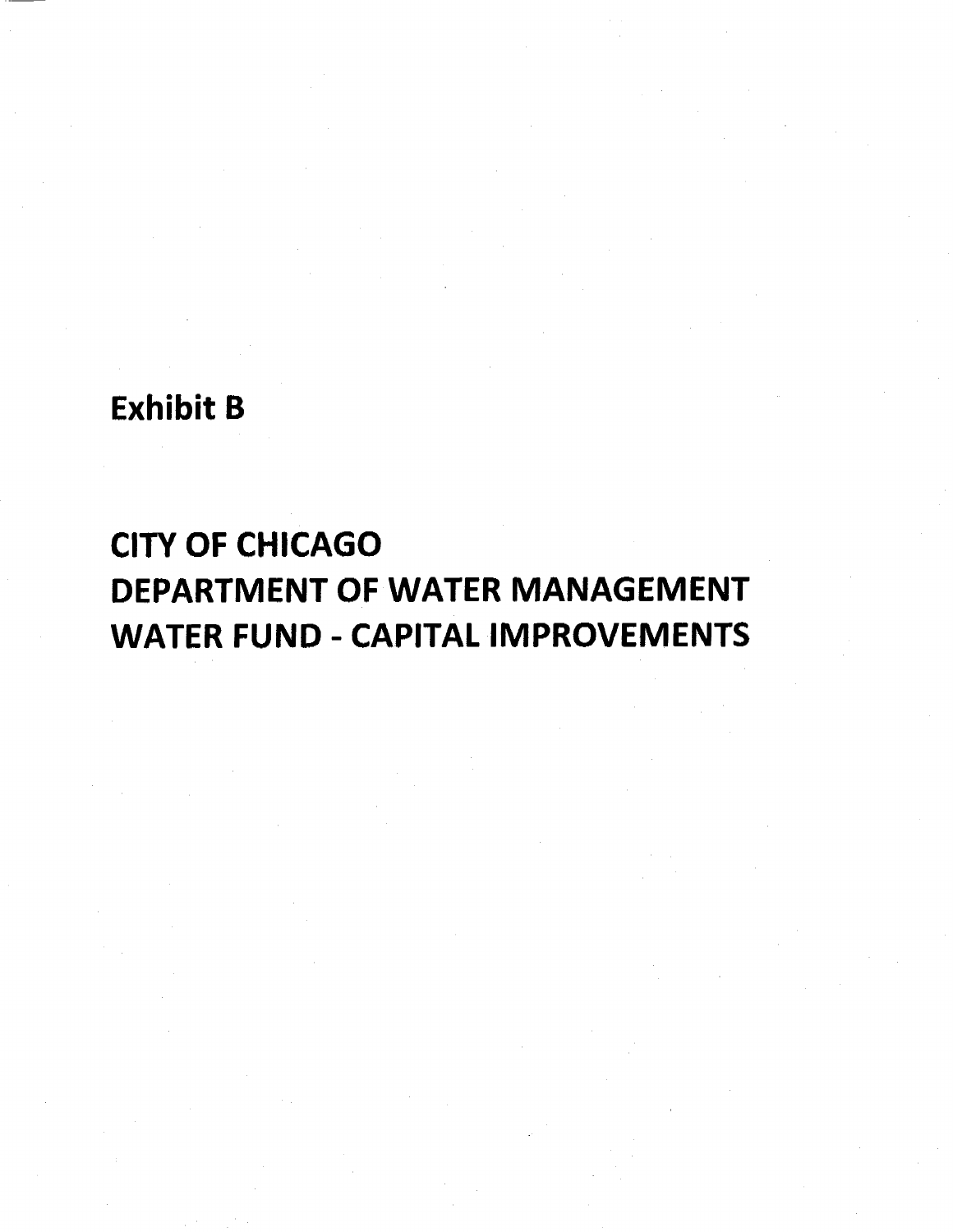**Exhibit B**

# CITY OF CHICAGO
# DEPARTMENT OF WATER MANAGEMENT
# WATER FUND - CAPITAL IMPROVEMENTS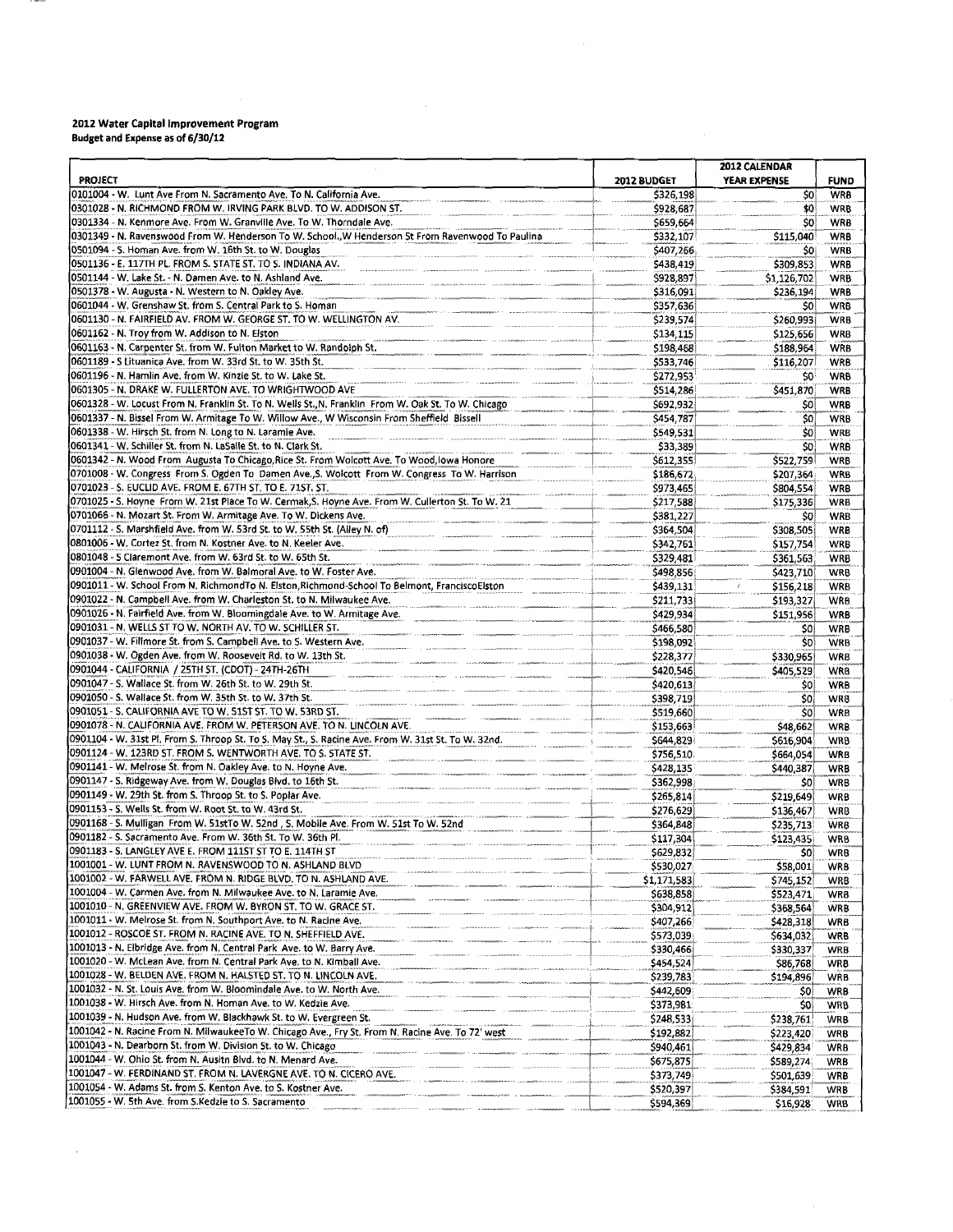**2012 Water Capital Improvement Program**
**Budget and Expense as of 6/30/12**

| PROJECT | 2012 BUDGET | 2012 CALENDAR YEAR EXPENSE | FUND |
|---|---|---|---|
| 0101004 - W. Lunt Ave From N. Sacramento Ave. To N. California Ave. | $326,198 | $0 | WRB |
| 0301028 - N. RICHMOND FROM W. IRVING PARK BLVD. TO W. ADDISON ST. | $928,687 | $0 | WRB |
| 0301334 - N. Kenmore Ave. From W. Granville Ave. To W. Thorndale Ave. | $659,664 | $0 | WRB |
| 0301349 - N. Ravenswood From W. Henderson To W. School.,W Henderson St From Ravenwood To Paulina | $332,107 | $115,040 | WRB |
| 0501094 - S. Homan Ave. from W. 16th St. to W. Douglas | $407,266 | $0 | WRB |
| 0501136 - E. 117TH PL. FROM S. STATE ST. TO S. INDIANA AV. | $438,419 | $309,853 | WRB |
| 0501144 - W. Lake St. - N. Damen Ave. to N. Ashland Ave. | $928,897 | $1,126,702 | WRB |
| 0501378 - W. Augusta - N. Western to N. Oakley Ave. | $316,091 | $236,194 | WRB |
| 0601044 - W. Grenshaw St. from S. Central Park to S. Homan | $357,636 | $0 | WRB |
| 0601130 - N. FAIRFIELD AV. FROM W. GEORGE ST. TO W. WELLINGTON AV. | $239,574 | $260,993 | WRB |
| 0601162 - N. Troy from W. Addison to N. Elston | $134,115 | $125,656 | WRB |
| 0601163 - N. Carpenter St. from W. Fulton Market to W. Randolph St. | $198,468 | $188,964 | WRB |
| 0601189 - S Lituanica Ave. from W. 33rd St. to W. 35th St. | $533,746 | $116,207 | WRB |
| 0601196 - N. Hamlin Ave. from W. Kinzie St. to W. Lake St. | $272,953 | $0 | WRB |
| 0601305 - N. DRAKE W. FULLERTON AVE. TO WRIGHTWOOD AVE | $514,286 | $451,870 | WRB |
| 0601328 - W. Locust From N. Franklin St. To N. Wells St.,N. Franklin From W. Oak St. To W. Chicago | $692,932 | $0 | WRB |
| 0601337 - N. Bissel From W. Armitage To W. Willow Ave., W Wisconsin From Sheffield Bissell | $454,787 | $0 | WRB |
| 0601338 - W. Hirsch St. from N. Long to N. Laramie Ave. | $549,531 | $0 | WRB |
| 0601341 - W. Schiller St. from N. LaSalle St. to N. Clark St. | $33,389 | $0 | WRB |
| 0601342 - N. Wood From Augusta To Chicago,Rice St. From Wolcott Ave. To Wood,Iowa Honore | $612,355 | $522,759 | WRB |
| 0701008 - W. Congress From S. Ogden To Damen Ave.,S. Wolcott From W. Congress To W. Harrison | $186,672 | $207,364 | WRB |
| 0701023 - S. EUCLID AVE. FROM E. 67TH ST. TO E. 71ST. ST. | $973,465 | $804,554 | WRB |
| 0701025 - S. Hoyne From W. 21st Place To W. Cermak,S. Hoyne Ave. From W. Cullerton St. To W. 21 | $217,588 | $175,336 | WRB |
| 0701066 - N. Mozart St. From W. Armitage Ave. To W. Dickens Ave. | $381,227 | $0 | WRB |
| 0701112 - S. Marshfield Ave. from W. 53rd St. to W. 55th St. (Alley N. of) | $364,504 | $308,505 | WRB |
| 0801006 - W. Cortez St. from N. Kostner Ave. to N. Keeler Ave. | $342,761 | $157,754 | WRB |
| 0801048 - S Claremont Ave. from W. 63rd St. to W. 65th St. | $329,481 | $361,563 | WRB |
| 0901004 - N. Glenwood Ave. from W. Balmoral Ave. to W. Foster Ave. | $498,856 | $423,710 | WRB |
| 0901011 - W. School From N. RichmondTo N. Elston,Richmond-School To Belmont, FranciscoElston | $439,131 | $156,218 | WRB |
| 0901022 - N. Campbell Ave. from W. Charleston St. to N. Milwaukee Ave. | $211,733 | $193,327 | WRB |
| 0901026 - N. Fairfield Ave. from W. Bloomingdale Ave. to W. Armitage Ave. | $429,934 | $151,956 | WRB |
| 0901031 - N. WELLS ST TO W. NORTH AV. TO W. SCHILLER ST. | $466,580 | $0 | WRB |
| 0901037 - W. Fillmore St. from S. Campbell Ave. to S. Western Ave. | $198,092 | $0 | WRB |
| 0901038 - W. Ogden Ave. from W. Roosevelt Rd. to W. 13th St. | $228,377 | $330,965 | WRB |
| 0901044 - CALIFORNIA / 25TH ST. (CDOT) - 24TH-26TH | $420,546 | $405,529 | WRB |
| 0901047 - S. Wallace St. from W. 26th St. to W. 29th St. | $420,613 | $0 | WRB |
| 0901050 - S. Wallace St. from W. 35th St. to W. 37th St. | $398,719 | $0 | WRB |
| 0901051 - S. CALIFORNIA AVE TO W. 51ST ST. TO W. 53RD ST. | $519,660 | $0 | WRB |
| 0901078 - N. CALIFORNIA AVE. FROM W. PETERSON AVE. TO N. LINCOLN AVE. | $153,663 | $48,662 | WRB |
| 0901104 - W. 31st Pl. From S. Throop St. To S. May St., S. Racine Ave. From W. 31st St. To W. 32nd. | $644,829 | $616,904 | WRB |
| 0901124 - W. 123RD ST. FROM S. WENTWORTH AVE. TO S. STATE ST. | $756,510 | $664,054 | WRB |
| 0901141 - W. Melrose St. from N. Oakley Ave. to N. Hoyne Ave. | $428,135 | $440,387 | WRB |
| 0901147 - S. Ridgeway Ave. from W. Douglas Blvd. to 16th St. | $362,998 | $0 | WRB |
| 0901149 - W. 29th St. from S. Throop St. to S. Poplar Ave. | $265,814 | $219,649 | WRB |
| 0901153 - S. Wells St. from W. Root St. to W. 43rd St. | $276,629 | $136,467 | WRB |
| 0901168 - S. Mulligan From W. 51stTo W. 52nd , S. Mobile Ave. From W. 51st To W. 52nd | $364,848 | $235,713 | WRB |
| 0901182 - S. Sacramento Ave. From W. 36th St. To W. 36th Pl. | $117,304 | $123,435 | WRB |
| 0901183 - S. LANGLEY AVE E. FROM 111ST ST TO E. 114TH ST | $629,832 | $0 | WRB |
| 1001001 - W. LUNT FROM N. RAVENSWOOD TO N. ASHLAND BLVD | $530,027 | $58,001 | WRB |
| 1001002 - W. FARWELL AVE. FROM N. RIDGE BLVD. TO N. ASHLAND AVE. | $1,171,583 | $745,152 | WRB |
| 1001004 - W. Carmen Ave. from N. Milwaukee Ave. to N. Laramie Ave. | $638,858 | $523,471 | WRB |
| 1001010 - N. GREENVIEW AVE. FROM W. BYRON ST. TO W. GRACE ST. | $304,912 | $368,564 | WRB |
| 1001011 - W. Melrose St. from N. Southport Ave. to N. Racine Ave. | $407,266 | $428,318 | WRB |
| 1001012 - ROSCOE ST. FROM N. RACINE AVE. TO N. SHEFFIELD AVE. | $573,039 | $634,032 | WRB |
| 1001013 - N. Elbridge Ave. from N. Central Park Ave. to W. Barry Ave. | $330,466 | $330,337 | WRB |
| 1001020 - W. McLean Ave. from N. Central Park Ave. to N. Kimball Ave. | $454,524 | $86,768 | WRB |
| 1001028 - W. BELDEN AVE. FROM N. HALSTED ST. TO N. LINCOLN AVE. | $239,783 | $194,896 | WRB |
| 1001032 - N. St. Louis Ave. from W. Bloomindale Ave. to W. North Ave. | $442,609 | $0 | WRB |
| 1001038 - W. Hirsch Ave. from N. Homan Ave. to W. Kedzie Ave. | $373,981 | $0 | WRB |
| 1001039 - N. Hudson Ave. from W. Blackhawk St. to W. Evergreen St. | $248,533 | $238,761 | WRB |
| 1001042 - N. Racine From N. MilwaukeeTo W. Chicago Ave., Fry St. From N. Racine Ave. To 72' west | $192,882 | $223,420 | WRB |
| 1001043 - N. Dearborn St. from W. Division St. to W. Chicago | $940,461 | $429,834 | WRB |
| 1001044 - W. Ohio St. from N. Ausitn Blvd. to N. Menard Ave. | $675,875 | $589,274 | WRB |
| 1001047 - W. FERDINAND ST. FROM N. LAVERGNE AVE. TO N. CICERO AVE. | $373,749 | $501,639 | WRB |
| 1001054 - W. Adams St. from S. Kenton Ave. to S. Kostner Ave. | $520,397 | $384,591 | WRB |
| 1001055 - W. 5th Ave. from S.Kedzie to S. Sacramento | $594,369 | $16,928 | WRB |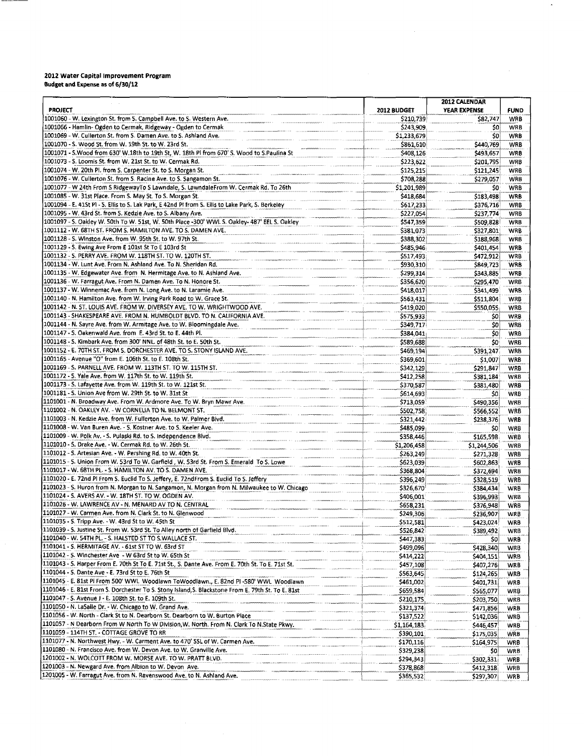**2012 Water Capital Improvement Program**
**Budget and Expense as of 6/30/12**

| PROJECT | 2012 BUDGET | 2012 CALENDAR YEAR EXPENSE | FUND |
|---|---|---|---|
| 1001060 - W. Lexington St. from S. Campbell Ave. to S. Western Ave. | $210,739 | $82,747 | WRB |
| 1001066 - Hamlin- Ogden to Cermak, Ridgeway - Ogden to Cermak | $243,909 | $0 | WRB |
| 1001069 - W. Cullerton St. from S. Damen Ave. to S. Ashland Ave. | $1,233,679 | $0 | WRB |
| 1001070 - S. Wood St. from W. 19th St. to W. 23rd St. | $861,610 | $440,769 | WRB |
| 1001071 - S.Wood from 630' W.18th to 19th St, W. 18th Pl from 670' S. Wood to S.Paulina St | $408,126 | $493,657 | WRB |
| 1001073 - S. Loomis St. from W. 21st St. to W. Cermak Rd. | $223,622 | $201,795 | WRB |
| 1001074 - W. 20th Pl. from S. Carpenter St. to S. Morgan St. | $125,215 | $121,245 | WRB |
| 1001076 - W. Cullerton St. from S. Racine Ave. to S. Sangamon St. | $708,288 | $279,057 | WRB |
| 1001077 - W 24th From S RidgewayTo S Lawndale, S. LawndaleFrom W. Cermak Rd. To 26th | $1,201,989 | $0 | WRB |
| 1001085 - W. 31st Place. From S. May St. To S. Morgan St. | $418,684 | $183,498 | WRB |
| 1001094 - E. 41St Pl - S. Ellis to S. Lak Park, E 42nd Pl from S. Ellis to Lake Park, S. Berkeley | $617,233 | $376,716 | WRB |
| 1001095 - W. 43rd St. from S. Kedzie Ave. to S. Albany Ave. | $227,054 | $237,774 | WRB |
| 1001097 - S. Oakley W. 50th To W. 51st, W. 50th Place -300' WWL S. Oakley- 487' EEL S. Oakley | $547,359 | $509,828 | WRB |
| 1001112 - W. 68TH ST. FROM S. HAMILTON AVE. TO S. DAMEN AVE. | $381,073 | $327,801 | WRB |
| 1001128 - S. Winston Ave. from W. 95th St. to W. 97th St. | $388,302 | $188,968 | WRB |
| 1001129 - S. Ewing Ave From E 101st St To E 103rd St | $485,946 | $401,454 | WRB |
| 1001132 - S. PERRY AVE. FROM W. 118TH ST. TO W. 120TH ST. | $517,493 | $472,912 | WRB |
| 1001134 - W. Lunt Ave. From N. Ashland Ave. To N. Sheridan Rd. | $930,310 | $849,723 | WRB |
| 1001135 - W. Edgewater Ave. from N. Hermitage Ave. to N. Ashland Ave. | $299,314 | $343,885 | WRB |
| 1001136 - W. Farragut Ave. From N. Damen Ave. To N. Honore St. | $356,620 | $295,470 | WRB |
| 1001137 - W. Winnemac Ave. from N. Long Ave. to N. Laramie Ave. | $418,017 | $341,499 | WRB |
| 1001140 - N. Hamilton Ave. from W. Irving Park Road to W. Grace St. | $563,431 | $511,804 | WRB |
| 1001142 - N. ST. LOUIS AVE. FROM W. DIVERSEY AVE. TO W. WRIGHTWOOD AVE. | $419,020 | $550,055 | WRB |
| 1001143 - SHAKESPEARE AVE. FROM N. HUMBOLDT BLVD. TO N. CALIFORNIA AVE. | $575,933 | $0 | WRB |
| 1001144 - N. Sayre Ave. from W. Armitage Ave. to W. Bloomingdale Ave. | $349,717 | $0 | WRB |
| 1001147 - S. Oakenwald Ave. from E. 43rd St. to E. 44th Pl. | $384,041 | $0 | WRB |
| 1001148 - S. Kimbark Ave. from 300' NNL. of 48th St. to E. 50th St. | $589,688 | $0 | WRB |
| 1001152 - E. 70TH ST. FROM S. DORCHESTER AVE. TO S. STONY ISLAND AVE. | $469,194 | $391,247 | WRB |
| 1001165 - Avenue "O" from E. 106th St. to E. 108th St. | $369,601 | $1,007 | WRB |
| 1001169 - S. PARNELL AVE. FROM W. 113TH ST. TO W. 115TH ST. | $342,129 | $291,847 | WRB |
| 1001172 - S. Yale Ave. from W. 117th St. to W. 119th St. | $412,258 | $381,184 | WRB |
| 1001173 - S. Lafayette Ave. from W. 119th St. to W. 121st St. | $370,587 | $381,480 | WRB |
| 1001181 - S. Union Ave from W. 29th St. to W. 31st St | $614,693 | $0 | WRB |
| 1101001 - N. Broadway Ave. From W. Ardmore Ave. To W. Bryn Mawr Ave. | $713,059 | $490,356 | WRB |
| 1101002 - N. OAKLEY AV. - W CORNELIA TO N. BELMONT ST. | $502,758 | $566,552 | WRB |
| 1101003 - N. Kedzie Ave. from W. Fullerton Ave. to W. Palmer Blvd. | $321,442 | $238,376 | WRB |
| 1101008 - W. Van Buren Ave. - S. Kostner Ave. to S. Keeler Ave. | $485,099 | $0 | WRB |
| 1101009 - W. Polk Av. - S. Pulaski Rd. to S. Independence Blvd. | $358,446 | $165,598 | WRB |
| 1101010 - S. Drake Ave. - W. Cermak Rd. to W. 26th St. | $1,206,458 | $1,244,506 | WRB |
| 1101012 - S. Artesian Ave. - W. Pershing Rd. to W. 40th St. | $263,249 | $271,328 | WRB |
| 1101015 - S. Union From W. 53rd To W. Garfield , W. 53rd St. From S. Emerald To S. Lowe | $623,039 | $602,863 | WRB |
| 1101017 - W. 68TH PL. - S. HAMILTON AV. TO S. DAMEN AVE. | $368,804 | $372,694 | WRB |
| 1101020 - E. 72nd Pl From S. Euclid To S. Jeffery, E. 72ndFrom S. Euclid To S. Jeffery | $396,249 | $328,519 | WRB |
| 1101023 - S. Huron from N. Morgan to N. Sangamon, N. Morgan from N. Milwaukee to W. Chicago | $326,670 | $384,434 | WRB |
| 1101024 - S. AVERS AV. - W. 18TH ST. TO W. OGDEN AV. | $406,001 | $396,993 | WRB |
| 1101026 - W. LAWRENCE AV - N. MENARD AV TO N. CENTRAL | $658,231 | $376,948 | WRB |
| 1101027 - W. Carmen Ave. from N. Clark St. to N. Glenwood | $249,306 | $236,907 | WRB |
| 1101035 - S. Tripp Ave. - W. 43rd St to W. 45th St | $512,581 | $423,024 | WRB |
| 1101039 - S. Justine St. From W. 53rd St. To Alley north of Garfield Blvd. | $526,842 | $389,492 | WRB |
| 1101040 - W. 54TH PL. - S. HALSTED ST TO S.WALLACE ST. | $447,383 | $0 | WRB |
| 1101041 - S. HERMITAGE AV. - 61st ST TO W. 63rd ST | $499,096 | $428,340 | WRB |
| 1101042 - S. Winchester Ave - W 63rd St to W. 65th St | $414,222 | $404,151 | WRB |
| 1101043 - S. Harper From E. 70th St To E. 71st St., S. Dante Ave. From E. 70th St. To E. 71st St. | $457,108 | $407,276 | WRB |
| 1101044 - S. Dante Ave - E. 73rd St to E. 76th St | $563,645 | $124,265 | WRB |
| 1101045 - E. 81st Pl From 500' WWL Woodlawn ToWoodlawn., E. 82nd Pl -580' WWL Woodlawn | $461,002 | $401,731 | WRB |
| 1101046 - E. 81st From S. Dorchester To S. Stony Island,S. Blackstone From E. 79th St. To E. 81st | $659,584 | $565,077 | WRB |
| 1101047 - S. Avenue J - E. 108th St. to E. 109th St. | $210,175 | $203,750 | WRB |
| 1101050 - N. LaSalle Dr. - W. Chicago to W. Grand Ave. | $321,374 | $471,856 | WRB |
| 1101056 - W. North - Clark St to N. Dearborn St. Dearborn to W. Burton Place | $137,522 | $142,036 | WRB |
| 1101057 - N Dearborn From W North To W Division,W. North. From N. Clark To N.State Pkwy. | $1,164,183 | $446,457 | WRB |
| 1101059 - 114TH ST. - COTTAGE GROVE TO RR | $390,101 | $175,035 | WRB |
| 1101077 - N. Northwest Hwy. - W. Carment Ave. to 470' SSL of W. Carmen Ave. | $170,116 | $164,975 | WRB |
| 1101080 - N. Francisco Ave. from W. Devon Ave. to W. Granville Ave. | $329,238 | $0 | WRB |
| 1201002 - N. WOLCOTT FROM W. MORSE AVE. TO W. PRATT BLVD. | $294,343 | $302,331 | WRB |
| 1201003 - N. Newgard Ave. from Albion to W. Devon Ave. | $378,868 | $412,318 | WRB |
| 1201005 - W. Farragut Ave. from N. Ravenswood Ave. to N. Ashland Ave. | $365,532 | $297,307 | WRB |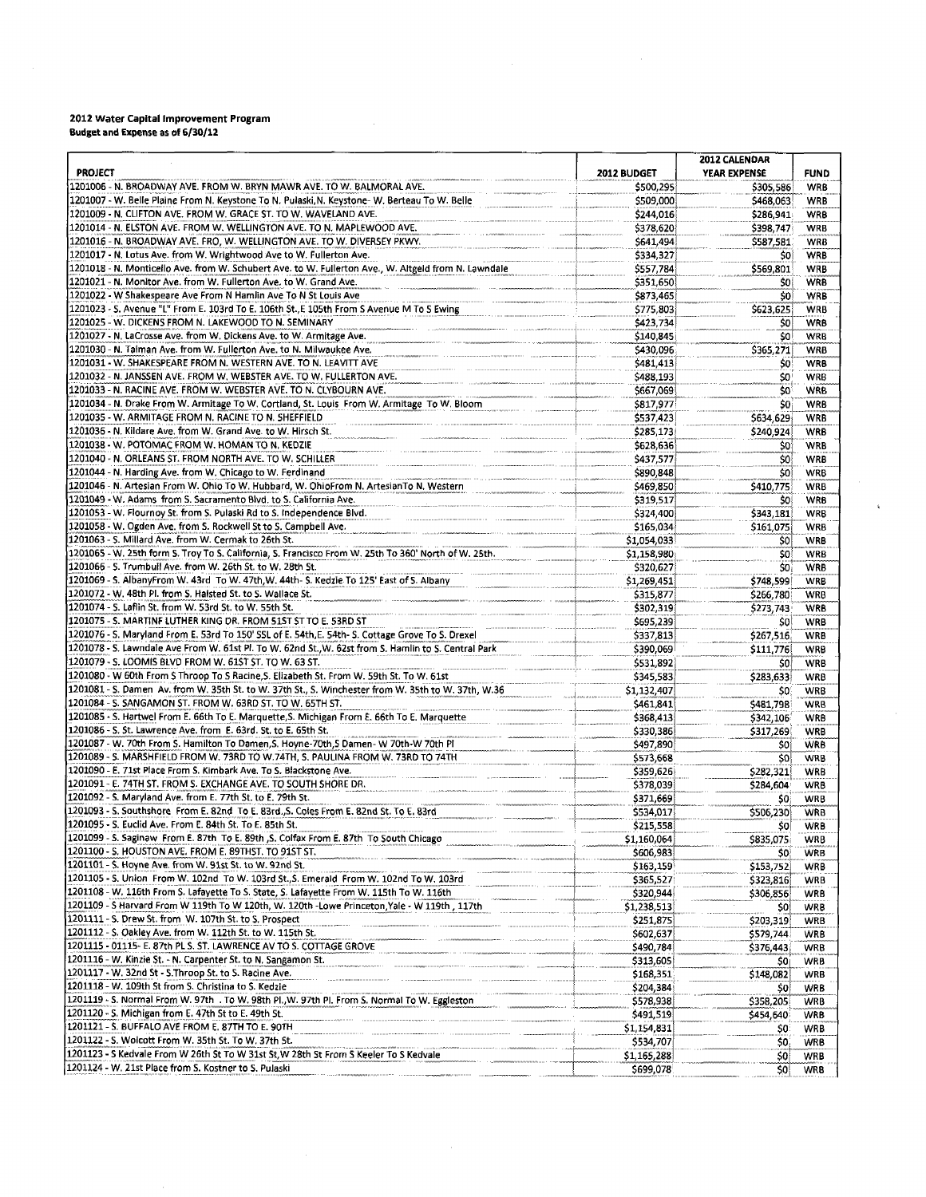**2012 Water Capital Improvement Program**
**Budget and Expense as of 6/30/12**

| PROJECT | 2012 BUDGET | 2012 CALENDAR YEAR EXPENSE | FUND |
|---|---|---|---|
| 1201006 - N. BROADWAY AVE. FROM W. BRYN MAWR AVE. TO W. BALMORAL AVE. | $500,295 | $305,586 | WRB |
| 1201007 - W. Belle Plaine From N. Keystone To N. Pulaski,N. Keystone- W. Berteau To W. Belle | $509,000 | $468,063 | WRB |
| 1201009 - N. CLIFTON AVE. FROM W. GRACE ST. TO W. WAVELAND AVE. | $244,016 | $286,941 | WRB |
| 1201014 - N. ELSTON AVE. FROM W. WELLINGTON AVE. TO N. MAPLEWOOD AVE. | $378,620 | $398,747 | WRB |
| 1201016 - N. BROADWAY AVE. FRO, W. WELLINGTON AVE. TO W. DIVERSEY PKWY. | $641,494 | $587,581 | WRB |
| 1201017 - N. Lotus Ave. from W. Wrightwood Ave to W. Fullerton Ave. | $334,327 | $0 | WRB |
| 1201018 - N. Monticello Ave. from W. Schubert Ave. to W. Fullerton Ave., W. Altgeld from N. Lawndale | $557,784 | $569,801 | WRB |
| 1201021 - N. Monitor Ave. from W. Fullerton Ave. to W. Grand Ave. | $351,650 | $0 | WRB |
| 1201022 - W Shakespeare Ave From N Hamlin Ave To N St Louis Ave | $873,465 | $0 | WRB |
| 1201023 - S. Avenue "L" From E. 103rd To E. 106th St.,E 105th From S Avenue M To S Ewing | $775,803 | $623,625 | WRB |
| 1201025 - W. DICKENS FROM N. LAKEWOOD TO N. SEMINARY | $423,734 | $0 | WRB |
| 1201027 - N. LaCrosse Ave. from W. Dickens Ave. to W. Armitage Ave. | $140,845 | $0 | WRB |
| 1201030 - N. Talman Ave. from W. Fullerton Ave. to N. Milwaukee Ave. | $430,096 | $365,271 | WRB |
| 1201031 - W. SHAKESPEARE FROM N. WESTERN AVE. TO N. LEAVITT AVE | $481,413 | $0 | WRB |
| 1201032 - N. JANSSEN AVE. FROM W. WEBSTER AVE. TO W. FULLERTON AVE. | $488,193 | $0 | WRB |
| 1201033 - N. RACINE AVE. FROM W. WEBSTER AVE. TO N. CLYBOURN AVE. | $667,069 | $0 | WRB |
| 1201034 - N. Drake From W. Armitage To W. Cortland, St. Louis From W. Armitage To W. Bloom | $817,977 | $0 | WRB |
| 1201035 - W. ARMITAGE FROM N. RACINE TO N. SHEFFIELD | $537,423 | $634,629 | WRB |
| 1201036 - N. Kildare Ave. from W. Grand Ave. to W. Hirsch St. | $285,173 | $240,924 | WRB |
| 1201038 - W. POTOMAC FROM W. HOMAN TO N. KEDZIE | $628,636 | $0 | WRB |
| 1201040 - N. ORLEANS ST. FROM NORTH AVE. TO W. SCHILLER | $437,577 | $0 | WRB |
| 1201044 - N. Harding Ave. from W. Chicago to W. Ferdinand | $890,848 | $0 | WRB |
| 1201046 - N. Artesian From W. Ohio To W. Hubbard, W. OhioFrom N. ArtesianTo N. Western | $469,850 | $410,775 | WRB |
| 1201049 - W. Adams from S. Sacramento Blvd. to S. California Ave. | $319,517 | $0 | WRB |
| 1201053 - W. Flournoy St. from S. Pulaski Rd to S. Independence Blvd. | $324,400 | $343,181 | WRB |
| 1201058 - W. Ogden Ave. from S. Rockwell St to S. Campbell Ave. | $165,034 | $161,075 | WRB |
| 1201063 - S. Millard Ave. from W. Cermak to 26th St. | $1,054,033 | $0 | WRB |
| 1201065 - W. 25th form S. Troy To S. California, S. Francisco From W. 25th To 360' North of W. 25th. | $1,158,980 | $0 | WRB |
| 1201066 - S. Trumbull Ave. from W. 26th St. to W. 28th St. | $320,627 | $0 | WRB |
| 1201069 - S. AlbanyFrom W. 43rd To W. 47th,W. 44th- S. Kedzie To 125' East of S. Albany | $1,269,451 | $748,599 | WRB |
| 1201072 - W. 48th Pl. from S. Halsted St. to S. Wallace St. | $315,877 | $266,780 | WRB |
| 1201074 - S. Laflin St. from W. 53rd St. to W. 55th St. | $302,319 | $273,743 | WRB |
| 1201075 - S. MARTINF LUTHER KING DR. FROM 51ST ST TO E. 53RD ST | $695,239 | $0 | WRB |
| 1201076 - S. Maryland From E. 53rd To 150' SSL of E. 54th,E. 54th- S. Cottage Grove To S. Drexel | $337,813 | $267,516 | WRB |
| 1201078 - S. Lawndale Ave From W. 61st Pl. To W. 62nd St.,W. 62st from S. Hamlin to S. Central Park | $390,069 | $111,776 | WRB |
| 1201079 - S. LOOMIS BLVD FROM W. 61ST ST. TO W. 63 ST. | $531,892 | $0 | WRB |
| 1201080 - W 60th From S Throop To S Racine,S. Elizabeth St. From W. 59th St. To W. 61st | $345,583 | $283,633 | WRB |
| 1201081 - S. Damen Av. from W. 35th St. to W. 37th St., S. Winchester from W. 35th to W. 37th, W.36 | $1,132,407 | $0 | WRB |
| 1201084 - S. SANGAMON ST. FROM W. 63RD ST. TO W. 65TH ST. | $461,841 | $481,798 | WRB |
| 1201085 - S. Hartwel From E. 66th To E. Marquette,S. Michigan From E. 66th To E. Marquette | $368,413 | $342,106 | WRB |
| 1201086 - S. St. Lawrence Ave. from E. 63rd. St. to E. 65th St. | $330,386 | $317,269 | WRB |
| 1201087 - W. 70th From S. Hamilton To Damen,S. Hoyne-70th,S Damen- W 70th-W 70th Pl | $497,890 | $0 | WRB |
| 1201089 - S. MARSHFIELD FROM W. 73RD TO W.74TH, S. PAULINA FROM W. 73RD TO 74TH | $573,668 | $0 | WRB |
| 1201090 - E. 71st Place From S. Kimbark Ave. To S. Blackstone Ave. | $359,626 | $282,321 | WRB |
| 1201091 - E. 74TH ST. FROM S. EXCHANGE AVE. TO SOUTH SHORE DR. | $378,039 | $284,604 | WRB |
| 1201092 - S. Maryland Ave. from E. 77th St. to E. 79th St. | $371,669 | $0 | WRB |
| 1201093 - S. Southshore From E. 82nd To E. 83rd.,S. Coles From E. 82nd St. To E. 83rd | $534,017 | $506,230 | WRB |
| 1201095 - S. Euclid Ave. From E. 84th St. To E. 85th St. | $215,558 | $0 | WRB |
| 1201099 - S. Saginaw From E. 87th To E. 89th ,S. Colfax From E. 87th To South Chicago | $1,160,064 | $835,075 | WRB |
| 1201100 - S. HOUSTON AVE. FROM E. 89THST. TO 91ST ST. | $606,983 | $0 | WRB |
| 1201101 - S. Hoyne Ave. from W. 91st St. to W. 92nd St. | $163,159 | $153,752 | WRB |
| 1201105 - S. Union From W. 102nd To W. 103rd St.,S. Emerald From W. 102nd To W. 103rd | $365,527 | $323,816 | WRB |
| 1201108 - W. 116th From S. Lafayette To S. State, S. Lafayette From W. 115th To W. 116th | $320,944 | $306,856 | WRB |
| 1201109 - S Harvard From W 119th To W 120th, W. 120th -Lowe Princeton,Yale - W 119th , 117th | $1,238,513 | $0 | WRB |
| 1201111 - S. Drew St. from W. 107th St. to S. Prospect | $251,875 | $203,319 | WRB |
| 1201112 - S. Oakley Ave. from W. 112th St. to W. 115th St. | $602,637 | $579,744 | WRB |
| 1201115 - 01115- E. 87th PL S. ST. LAWRENCE AV TO S. COTTAGE GROVE | $490,784 | $376,443 | WRB |
| 1201116 - W. Kinzie St. - N. Carpenter St. to N. Sangamon St. | $313,605 | $0 | WRB |
| 1201117 - W. 32nd St - S.Throop St. to S. Racine Ave. | $168,351 | $148,082 | WRB |
| 1201118 - W. 109th St from S. Christina to S. Kedzie | $204,384 | $0 | WRB |
| 1201119 - S. Normal From W. 97th . To W. 98th Pl.,W. 97th Pl. From S. Normal To W. Eggleston | $578,938 | $358,205 | WRB |
| 1201120 - S. Michigan from E. 47th St to E. 49th St. | $491,519 | $454,640 | WRB |
| 1201121 - S. BUFFALO AVE FROM E. 87TH TO E. 90TH | $1,154,831 | $0 | WRB |
| 1201122 - S. Wolcott From W. 35th St. To W. 37th St. | $534,707 | $0 | WRB |
| 1201123 - S Kedvale From W 26th St To W 31st St,W 28th St From S Keeler To S Kedvale | $1,165,288 | $0 | WRB |
| 1201124 - W. 21st Place from S. Kostner to S. Pulaski | $699,078 | $0 | WRB |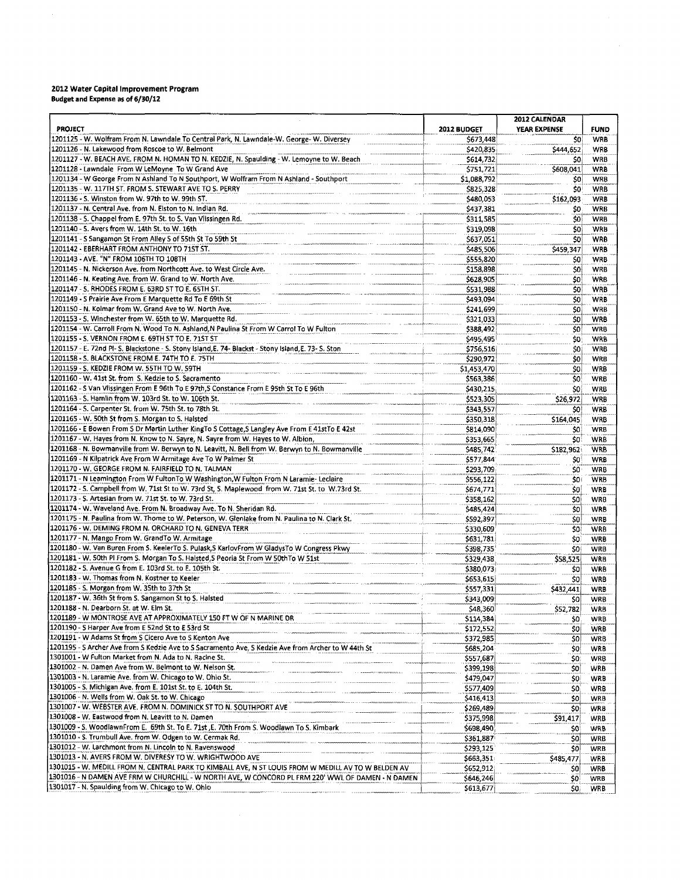**2012 Water Capital Improvement Program**
**Budget and Expense as of 6/30/12**

| PROJECT | 2012 BUDGET | 2012 CALENDAR YEAR EXPENSE | FUND |
|---|---|---|---|
| 1201125 - W. Wolfram From N. Lawndale To Central Park, N. Lawndale-W. George- W. Diversey | $673,448 | $0 | WRB |
| 1201126 - N. Lakewood from Roscoe to W. Belmont | $420,835 | $444,652 | WRB |
| 1201127 - W. BEACH AVE. FROM N. HOMAN TO N. KEDZIE, N. Spaulding - W. Lemoyne to W. Beach | $614,732 | $0 | WRB |
| 1201128 - Lawndale From W LeMoyne To W Grand Ave | $751,721 | $608,041 | WRB |
| 1201134 - W George From N Ashland To N Southport, W Wolfram From N Ashland - Southport | $1,088,792 | $0 | WRB |
| 1201135 - W. 117TH ST. FROM S. STEWART AVE TO S. PERRY | $825,328 | $0 | WRB |
| 1201136 - S. Winston from W. 97th to W. 99th ST. | $480,053 | $162,093 | WRB |
| 1201137 - N. Central Ave. from N. Elston to N. Indian Rd. | $437,381 | $0 | WRB |
| 1201138 - S. Chappel from E. 97th St. to S. Van Vlissingen Rd. | $311,585 | $0 | WRB |
| 1201140 - S. Avers from W. 14th St. to W. 16th | $319,098 | $0 | WRB |
| 1201141 - S Sangamon St From Alley S of 55th St To 59th St | $637,051 | $0 | WRB |
| 1201142 - EBERHART FROM ANTHONY TO 71ST ST. | $485,506 | $459,347 | WRB |
| 1201143 - AVE. "N" FROM 106TH TO 108TH | $555,820 | $0 | WRB |
| 1201145 - N. Nickerson Ave. from Northcott Ave. to West Circle Ave. | $158,898 | $0 | WRB |
| 1201146 - N. Keating Ave. from W. Grand to W. North Ave. | $628,905 | $0 | WRB |
| 1201147 - S. RHODES FROM E. 63RD ST TO E. 65TH ST. | $531,988 | $0 | WRB |
| 1201149 - S Prairie Ave From E Marquette Rd To E 69th St | $493,094 | $0 | WRB |
| 1201150 - N. Kolmar from W. Grand Ave to W. North Ave. | $241,699 | $0 | WRB |
| 1201153 - S. Winchester from W. 65th to W. Marquette Rd. | $321,033 | $0 | WRB |
| 1201154 - W. Carroll From N. Wood To N. Ashland,N Paulina St From W Carrol To W Fulton | $388,492 | $0 | WRB |
| 1201155 - S. VERNON FROM E. 69TH ST TO E. 71ST ST | $495,495 | $0 | WRB |
| 1201157 - E. 72nd Pl- S. Blackstone - S. Stony Island,E. 74- Blackst - Stony Island,E. 73- S. Ston | $756,516 | $0 | WRB |
| 1201158 - S. BLACKSTONE FROM E. 74TH TO E. 75TH | $290,972 | $0 | WRB |
| 1201159 - S. KEDZIE FROM W. 55TH TO W. 59TH | $1,453,470 | $0 | WRB |
| 1201160 - W. 41st St. from S. Kedzie to S. Sacramento | $563,386 | $0 | WRB |
| 1201162 - S Van Vlissingen From E 96th To E 97th,S Constance From E 95th St To E 96th | $430,215 | $0 | WRB |
| 1201163 - S. Hamlin from W. 103rd St. to W. 106th St. | $523,305 | $26,972 | WRB |
| 1201164 - S. Carpenter St. from W. 75th St. to 78th St. | $343,557 | $0 | WRB |
| 1201165 - W. 50th St from S. Morgan to S. Halsted | $350,318 | $164,045 | WRB |
| 1201166 - E Bowen From S Dr Martin Luther KingTo S Cottage,S Langley Ave From E 41stTo E 42st | $814,090 | $0 | WRB |
| 1201167 - W. Hayes from N. Know to N. Sayre, N. Sayre from W. Hayes to W. Albion, | $353,665 | $0 | WRB |
| 1201168 - N. Bowmanville from W. Berwyn to N. Leavitt, N. Bell from W. Berwyn to N. Bowmanville | $485,742 | $182,962 | WRB |
| 1201169 - N Kilpatrick Ave From W Armitage Ave To W Palmer St | $577,844 | $0 | WRB |
| 1201170 - W. GEORGE FROM N. FAIRFIELD TO N. TALMAN | $293,709 | $0 | WRB |
| 1201171 - N Leamington From W FultonTo W Washington,W Fulton From N Laramie- Leclaire | $556,122 | $0 | WRB |
| 1201172 - S. Campbell from W. 71st St to W. 73rd St, S. Maplewood from W. 71st St. to W.73rd St. | $674,771 | $0 | WRB |
| 1201173 - S. Artesian from W. 71st St. to W. 73rd St. | $358,162 | $0 | WRB |
| 1201174 - W. Waveland Ave. From N. Broadway Ave. To N. Sheridan Rd. | $485,424 | $0 | WRB |
| 1201175 - N. Paulina from W. Thorne to W. Peterson, W. Glenlake from N. Paulina to N. Clark St. | $592,897 | $0 | WRB |
| 1201176 - W. DEMING FROM N. ORCHARD TO N. GENEVA TERR | $330,609 | $0 | WRB |
| 1201177 - N. Mango From W. GrandTo W. Armitage | $631,781 | $0 | WRB |
| 1201180 - W. Van Buren From S. KeelerTo S. Pulask,S KarlovFrom W GladysTo W Congress Pkwy | $398,735 | $0 | WRB |
| 1201181 - W. 50th Pl From S. Morgan To S. Halsted,S Peoria St From W 50thTo W 51st | $329,438 | $58,525 | WRB |
| 1201182 - S. Avenue G from E. 103rd St. to E. 105th St. | $380,073 | $0 | WRB |
| 1201183 - W. Thomas from N. Kostner to Keeler | $653,615 | $0 | WRB |
| 1201185 - S. Morgan from W. 35th to 37th St | $557,331 | $432,441 | WRB |
| 1201187 - W. 36th St from S. Sangamon St to S. Halsted | $343,009 | $0 | WRB |
| 1201188 - N. Dearborn St. at W. Elm St. | $48,360 | $52,782 | WRB |
| 1201189 - W MONTROSE AVE AT APPROXIMATELY 150 FT W OF N MARINE DR | $114,384 | $0 | WRB |
| 1201190 - S Harper Ave from E 52nd St to E 53rd St | $172,552 | $0 | WRB |
| 1201191 - W Adams St from S Cicero Ave to S Kenton Ave | $372,985 | $0 | WRB |
| 1201195 - S Archer Ave from S Kedzie Ave to S Sacramento Ave, S Kedzie Ave from Archer to W 44th St | $685,204 | $0 | WRB |
| 1301001 - W Fulton Market from N. Ada to N. Racine St. | $557,687 | $0 | WRB |
| 1301002 - N. Damen Ave from W. Belmont to W. Nelson St. | $399,198 | $0 | WRB |
| 1301003 - N. Laramie Ave. from W. Chicago to W. Ohio St. | $479,047 | $0 | WRB |
| 1301005 - S. Michigan Ave. from E. 101st St. to E. 104th St. | $577,409 | $0 | WRB |
| 1301006 - N. Wells from W. Oak St. to W. Chicago | $416,413 | $0 | WRB |
| 1301007 - W. WEBSTER AVE. FROM N. DOMINICK ST TO N. SOUTHPORT AVE | $269,489 | $0 | WRB |
| 1301008 - W. Eastwood from N. Leavitt to N. Damen | $375,998 | $91,417 | WRB |
| 1301009 - S. WoodlawnFrom E. 69th St. To E. 71st ,E. 70th From S. Woodlawn To S. Kimbark | $698,490 | $0 | WRB |
| 1301010 - S. Trumbull Ave. from W. Odgen to W. Cermak Rd. | $361,887 | $0 | WRB |
| 1301012 - W. Larchmont from N. Lincoln to N. Ravenswood | $293,125 | $0 | WRB |
| 1301013 - N. AVERS FROM W. DIVERESY TO W. WRIGHTWOOD AVE | $663,351 | $485,477 | WRB |
| 1301015 - W. MEDILL FROM N. CENTRAL PARK TO KIMBALL AVE, N ST LOUIS FROM W MEDILL AV TO W BELDEN AV | $652,912 | $0 | WRB |
| 1301016 - N DAMEN AVE FRM W CHURCHILL - W NORTH AVE, W CONCORD PL FRM 220' WWL OF DAMEN - N DAMEN | $646,246 | $0 | WRB |
| 1301017 - N. Spaulding from W. Chicago to W. Ohio | $613,677 | $0 | WRB |